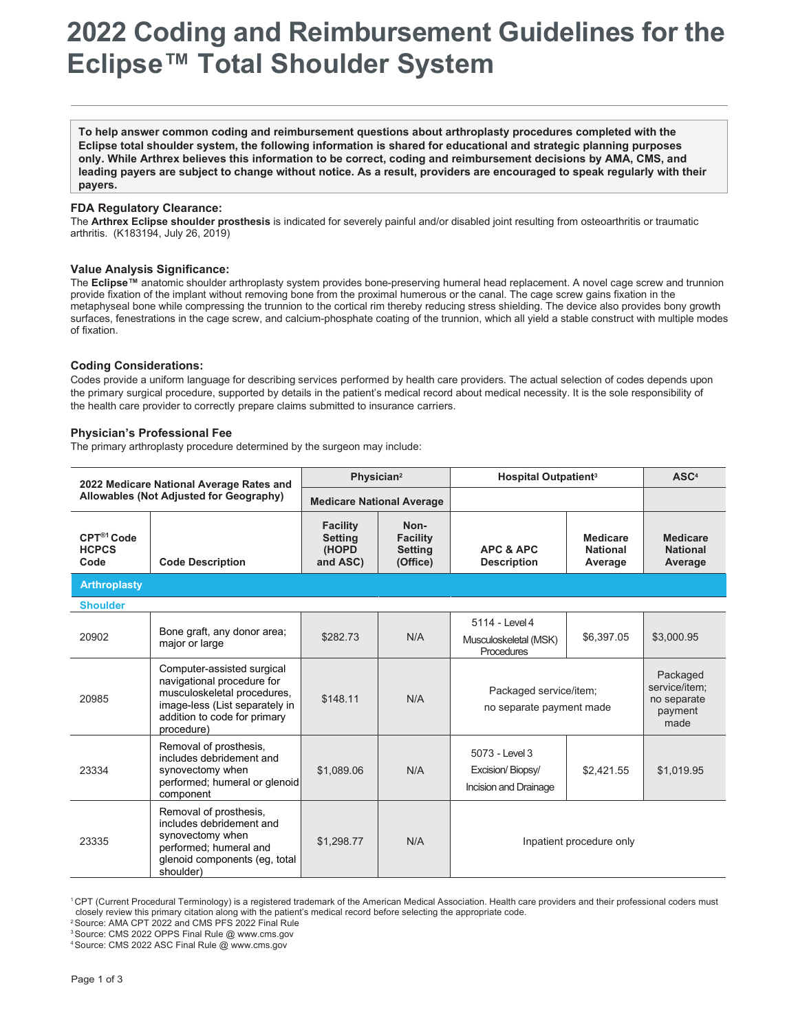# 2022 Coding and Reimbursement Guidelines for the Eclipse™ Total Shoulder System

**To help answer common coding and reimbursement questions about arthroplasty procedures completed with the Eclipse total shoulder system, the following information is shared for educational and strategic planning purposes only. While Arthrex believes this information to be correct, coding and reimbursement decisions by AMA, CMS, and leading payers are subject to change without notice. As a result, providers are encouraged to speak regularly with their payers.**

### FDA Regulatory Clearance:

The **Arthrex Eclipse shoulder prosthesis** is indicated for severely painful and/or disabled joint resulting from osteoarthritis or traumatic arthritis. (K183194, July 26, 2019)

### Value Analysis Significance:

The **Eclipse™** anatomic shoulder arthroplasty system provides bone-preserving humeral head replacement. A novel cage screw and trunnion provide fixation of the implant without removing bone from the proximal humerous or the canal. The cage screw gains fixation in the metaphyseal bone while compressing the trunnion to the cortical rim thereby reducing stress shielding. The device also provides bony growth surfaces, fenestrations in the cage screw, and calcium-phosphate coating of the trunnion, which all yield a stable construct with multiple modes of fixation.

### Coding Considerations:

Codes provide a uniform language for describing services performed by health care providers. The actual selection of codes depends upon the primary surgical procedure, supported by details in the patient's medical record about medical necessity. It is the sole responsibility of the health care provider to correctly prepare claims submitted to insurance carriers.

### Physician's Professional Fee

The primary arthroplasty procedure determined by the surgeon may include:

| 2022 Medicare National Average Rates and Allowables (Not Adjusted for Geography) | | Physician[2] | | Hospital Outpatient[3] | | ASC[4] |
|---|---|---|---|---|---|---|
| | | Medicare National Average | | | | |
| CPT®[1] Code HCPCS Code | Code Description | Facility Setting (HOPD and ASC) | Non-Facility Setting (Office) | APC & APC Description | Medicare National Average | Medicare National Average |
| **Arthroplasty** | | | | | | |
| **Shoulder** | | | | | | |
| 20902 | Bone graft, any donor area; major or large | $282.73 | N/A | 5114 - Level 4 Musculoskeletal (MSK) Procedures | $6,397.05 | $3,000.95 |
| 20985 | Computer-assisted surgical navigational procedure for musculoskeletal procedures, image-less (List separately in addition to code for primary procedure) | $148.11 | N/A | Packaged service/item; no separate payment made | | Packaged service/item; no separate payment made |
| 23334 | Removal of prosthesis, includes debridement and synovectomy when performed; humeral or glenoid component | $1,089.06 | N/A | 5073 - Level 3 Excision/ Biopsy/ Incision and Drainage | $2,421.55 | $1,019.95 |
| 23335 | Removal of prosthesis, includes debridement and synovectomy when performed; humeral and glenoid components (eg, total shoulder) | $1,298.77 | N/A | Inpatient procedure only | | |

[1] CPT (Current Procedural Terminology) is a registered trademark of the American Medical Association. Health care providers and their professional coders must closely review this primary citation along with the patient's medical record before selecting the appropriate code.
[2] Source: AMA CPT 2022 and CMS PFS 2022 Final Rule
[3] Source: CMS 2022 OPPS Final Rule @ www.cms.gov
[4] Source: CMS 2022 ASC Final Rule @ www.cms.gov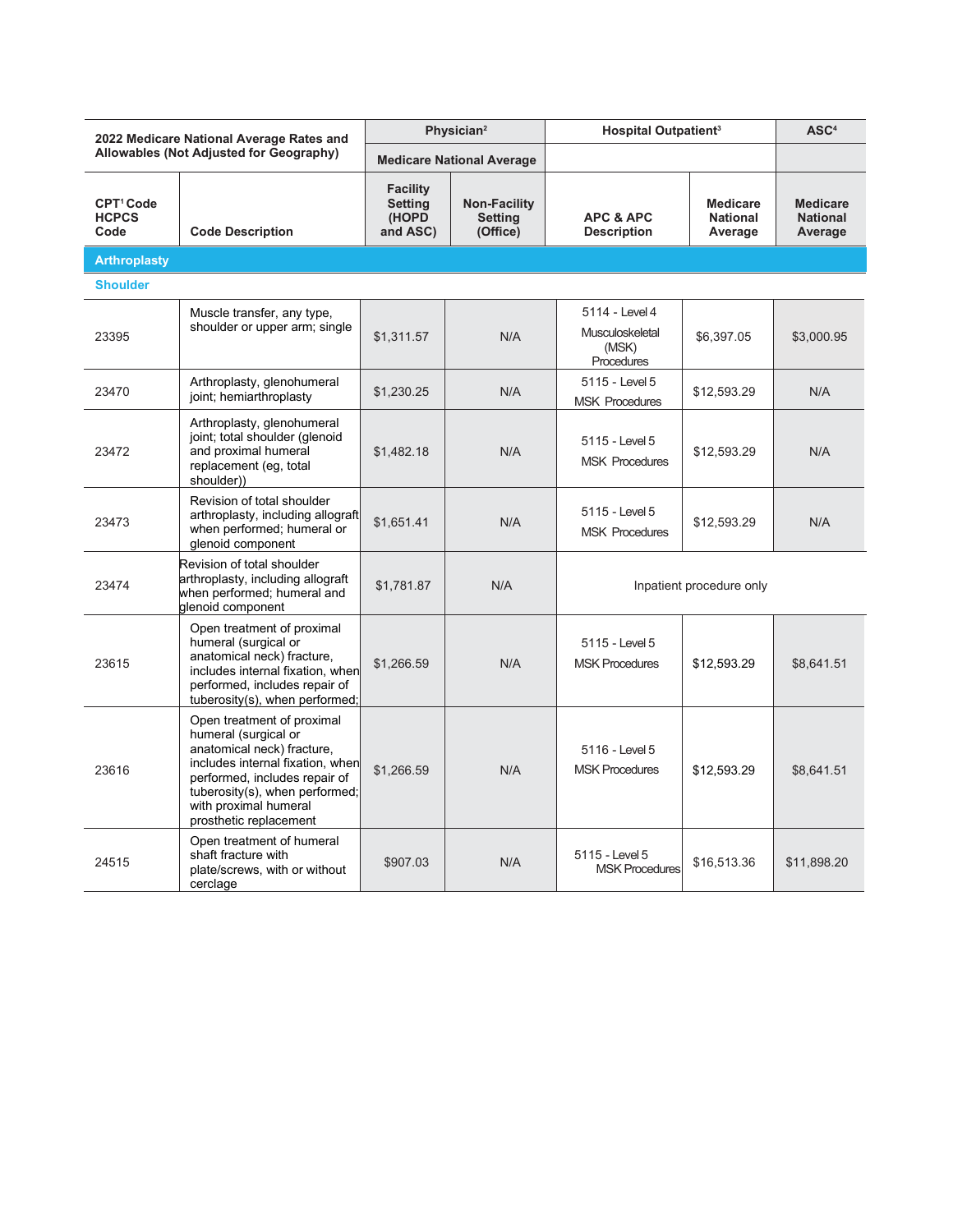| 2022 Medicare National Average Rates and Allowables (Not Adjusted for Geography) | | Physician[2] | | Hospital Outpatient[3] | | ASC[4] |
|---|---|---|---|---|---|---|
| | | Medicare National Average | | | | |
| CPT[1] Code HCPCS Code | Code Description | Facility Setting (HOPD and ASC) | Non-Facility Setting (Office) | APC & APC Description | Medicare National Average | Medicare National Average |
| **Arthroplasty** | | | | | | |
| **Shoulder** | | | | | | |
| 23395 | Muscle transfer, any type, shoulder or upper arm; single | $1,311.57 | N/A | 5114 - Level 4 Musculoskeletal (MSK) Procedures | $6,397.05 | $3,000.95 |
| 23470 | Arthroplasty, glenohumeral joint; hemiarthroplasty | $1,230.25 | N/A | 5115 - Level 5 MSK Procedures | $12,593.29 | N/A |
| 23472 | Arthroplasty, glenohumeral joint; total shoulder (glenoid and proximal humeral replacement (eg, total shoulder)) | $1,482.18 | N/A | 5115 - Level 5 MSK Procedures | $12,593.29 | N/A |
| 23473 | Revision of total shoulder arthroplasty, including allograft when performed; humeral or glenoid component | $1,651.41 | N/A | 5115 - Level 5 MSK Procedures | $12,593.29 | N/A |
| 23474 | Revision of total shoulder arthroplasty, including allograft when performed; humeral and glenoid component | $1,781.87 | N/A | Inpatient procedure only | | |
| 23615 | Open treatment of proximal humeral (surgical or anatomical neck) fracture, includes internal fixation, when performed, includes repair of tuberosity(s), when performed; | $1,266.59 | N/A | 5115 - Level 5 MSK Procedures | $12,593.29 | $8,641.51 |
| 23616 | Open treatment of proximal humeral (surgical or anatomical neck) fracture, includes internal fixation, when performed, includes repair of tuberosity(s), when performed; with proximal humeral prosthetic replacement | $1,266.59 | N/A | 5116 - Level 5 MSK Procedures | $12,593.29 | $8,641.51 |
| 24515 | Open treatment of humeral shaft fracture with plate/screws, with or without cerclage | $907.03 | N/A | 5115 - Level 5 MSK Procedures | $16,513.36 | $11,898.20 |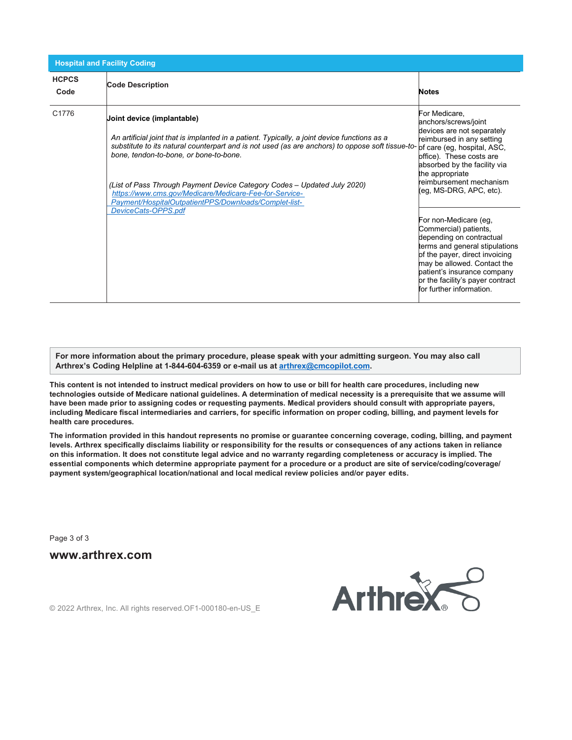## Hospital and Facility Coding

| HCPCS Code | Code Description | Notes |
|---|---|---|
| C1776 | **Joint device (implantable)**<br><br>*An artificial joint that is implanted in a patient. Typically, a joint device functions as a substitute to its natural counterpart and is not used (as are anchors) to oppose soft tissue-to-bone, tendon-to-bone, or bone-to-bone.*<br><br>*(List of Pass Through Payment Device Category Codes – Updated July 2020)* *https://www.cms.gov/Medicare/Medicare-Fee-for-Service-Payment/HospitalOutpatientPPS/Downloads/Complet-list-DeviceCats-OPPS.pdf* | For Medicare, anchors/screws/joint devices are not separately reimbursed in any setting of care (eg, hospital, ASC, office). These costs are absorbed by the facility via the appropriate reimbursement mechanism (eg, MS-DRG, APC, etc).<br><br>For non-Medicare (eg, Commercial) patients, depending on contractual terms and general stipulations of the payer, direct invoicing may be allowed. Contact the patient's insurance company or the facility's payer contract for further information. |

**For more information about the primary procedure, please speak with your admitting surgeon. You may also call Arthrex's Coding Helpline at 1-844-604-6359 or e-mail us at arthrex@cmcopilot.com.**

**This content is not intended to instruct medical providers on how to use or bill for health care procedures, including new technologies outside of Medicare national guidelines. A determination of medical necessity is a prerequisite that we assume will have been made prior to assigning codes or requesting payments. Medical providers should consult with appropriate payers, including Medicare fiscal intermediaries and carriers, for specific information on proper coding, billing, and payment levels for health care procedures.**

**The information provided in this handout represents no promise or guarantee concerning coverage, coding, billing, and payment levels. Arthrex specifically disclaims liability or responsibility for the results or consequences of any actions taken in reliance on this information. It does not constitute legal advice and no warranty regarding completeness or accuracy is implied. The essential components which determine appropriate payment for a procedure or a product are site of service/coding/coverage/payment system/geographical location/national and local medical review policies and/or payer edits.**

**www.arthrex.com**

© 2022 Arthrex, Inc. All rights reserved.OF1-000180-en-US_E